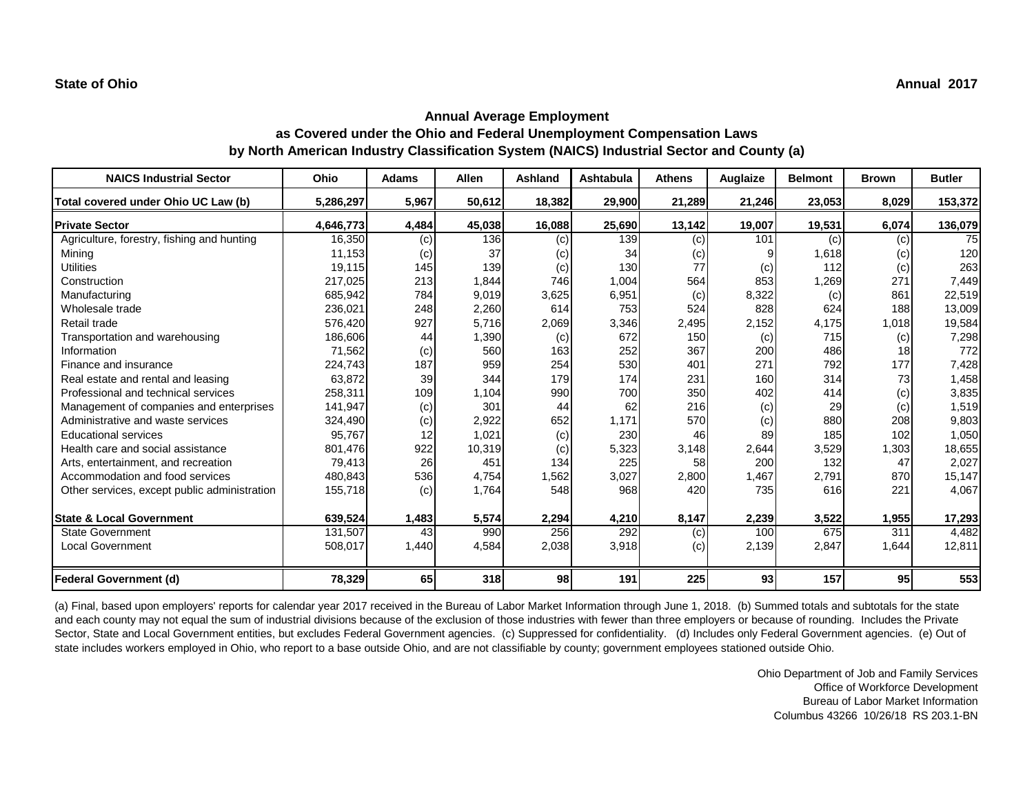**State of Ohio** **Annual 2017**

## Annual Average Employment
## as Covered under the Ohio and Federal Unemployment Compensation Laws
## by North American Industry Classification System (NAICS) Industrial Sector and County (a)

| NAICS Industrial Sector | Ohio | Adams | Allen | Ashland | Ashtabula | Athens | Auglaize | Belmont | Brown | Butler |
|---|---|---|---|---|---|---|---|---|---|---|
| **Total covered under Ohio UC Law (b)** | **5,286,297** | **5,967** | **50,612** | **18,382** | **29,900** | **21,289** | **21,246** | **23,053** | **8,029** | **153,372** |
| **Private Sector** | **4,646,773** | **4,484** | **45,038** | **16,088** | **25,690** | **13,142** | **19,007** | **19,531** | **6,074** | **136,079** |
| Agriculture, forestry, fishing and hunting | 16,350 | (c) | 136 | (c) | 139 | (c) | 101 | (c) | (c) | 75 |
| Mining | 11,153 | (c) | 37 | (c) | 34 | (c) | 9 | 1,618 | (c) | 120 |
| Utilities | 19,115 | 145 | 139 | (c) | 130 | 77 | (c) | 112 | (c) | 263 |
| Construction | 217,025 | 213 | 1,844 | 746 | 1,004 | 564 | 853 | 1,269 | 271 | 7,449 |
| Manufacturing | 685,942 | 784 | 9,019 | 3,625 | 6,951 | (c) | 8,322 | (c) | 861 | 22,519 |
| Wholesale trade | 236,021 | 248 | 2,260 | 614 | 753 | 524 | 828 | 624 | 188 | 13,009 |
| Retail trade | 576,420 | 927 | 5,716 | 2,069 | 3,346 | 2,495 | 2,152 | 4,175 | 1,018 | 19,584 |
| Transportation and warehousing | 186,606 | 44 | 1,390 | (c) | 672 | 150 | (c) | 715 | (c) | 7,298 |
| Information | 71,562 | (c) | 560 | 163 | 252 | 367 | 200 | 486 | 18 | 772 |
| Finance and insurance | 224,743 | 187 | 959 | 254 | 530 | 401 | 271 | 792 | 177 | 7,428 |
| Real estate and rental and leasing | 63,872 | 39 | 344 | 179 | 174 | 231 | 160 | 314 | 73 | 1,458 |
| Professional and technical services | 258,311 | 109 | 1,104 | 990 | 700 | 350 | 402 | 414 | (c) | 3,835 |
| Management of companies and enterprises | 141,947 | (c) | 301 | 44 | 62 | 216 | (c) | 29 | (c) | 1,519 |
| Administrative and waste services | 324,490 | (c) | 2,922 | 652 | 1,171 | 570 | (c) | 880 | 208 | 9,803 |
| Educational services | 95,767 | 12 | 1,021 | (c) | 230 | 46 | 89 | 185 | 102 | 1,050 |
| Health care and social assistance | 801,476 | 922 | 10,319 | (c) | 5,323 | 3,148 | 2,644 | 3,529 | 1,303 | 18,655 |
| Arts, entertainment, and recreation | 79,413 | 26 | 451 | 134 | 225 | 58 | 200 | 132 | 47 | 2,027 |
| Accommodation and food services | 480,843 | 536 | 4,754 | 1,562 | 3,027 | 2,800 | 1,467 | 2,791 | 870 | 15,147 |
| Other services, except public administration | 155,718 | (c) | 1,764 | 548 | 968 | 420 | 735 | 616 | 221 | 4,067 |
| **State & Local Government** | **639,524** | **1,483** | **5,574** | **2,294** | **4,210** | **8,147** | **2,239** | **3,522** | **1,955** | **17,293** |
| State Government | 131,507 | 43 | 990 | 256 | 292 | (c) | 100 | 675 | 311 | 4,482 |
| Local Government | 508,017 | 1,440 | 4,584 | 2,038 | 3,918 | (c) | 2,139 | 2,847 | 1,644 | 12,811 |
| **Federal Government (d)** | **78,329** | **65** | **318** | **98** | **191** | **225** | **93** | **157** | **95** | **553** |

(a) Final, based upon employers' reports for calendar year 2017 received in the Bureau of Labor Market Information through June 1, 2018. (b) Summed totals and subtotals for the state and each county may not equal the sum of industrial divisions because of the exclusion of those industries with fewer than three employers or because of rounding. Includes the Private Sector, State and Local Government entities, but excludes Federal Government agencies. (c) Suppressed for confidentiality. (d) Includes only Federal Government agencies. (e) Out of state includes workers employed in Ohio, who report to a base outside Ohio, and are not classifiable by county; government employees stationed outside Ohio.

Ohio Department of Job and Family Services
Office of Workforce Development
Bureau of Labor Market Information
Columbus 43266 10/26/18 RS 203.1-BN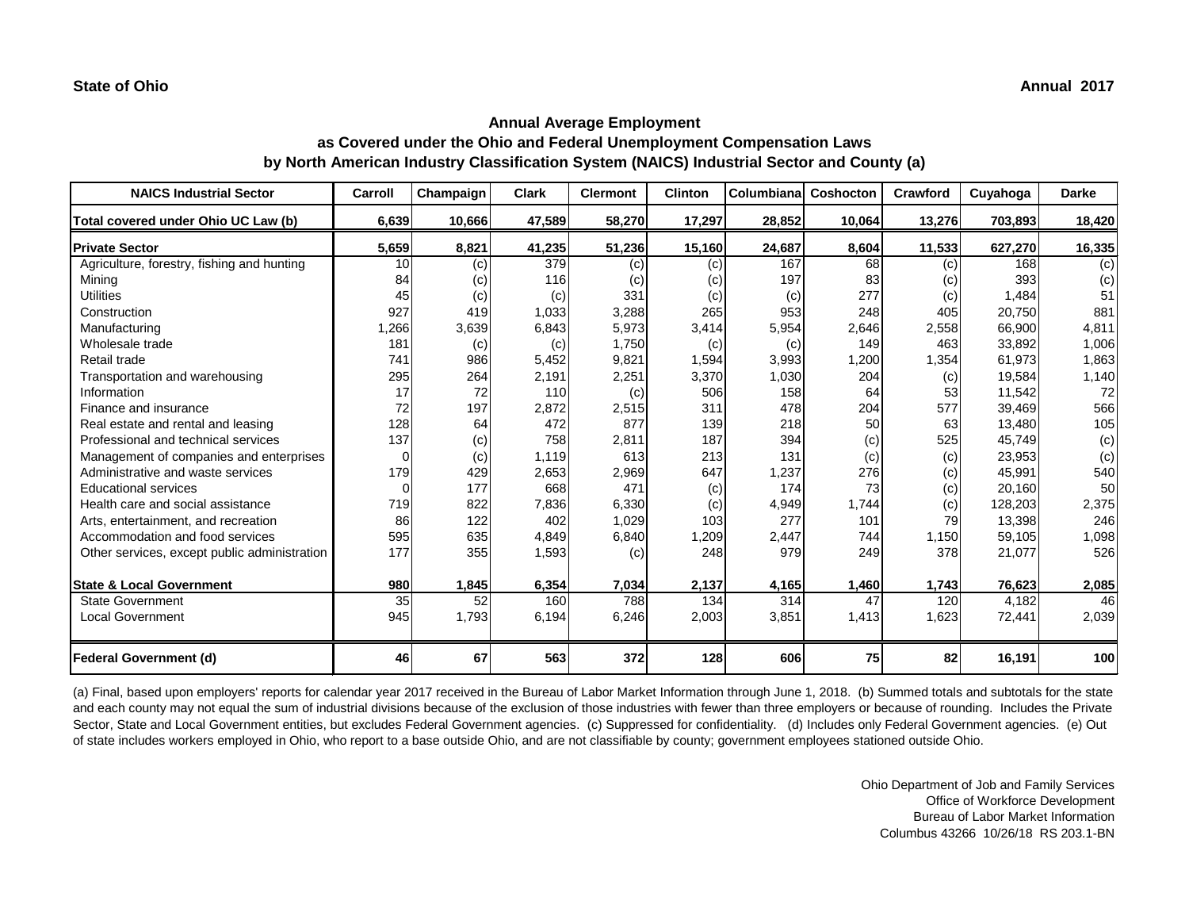**State of Ohio** | **Annual 2017**

## Annual Average Employment
## as Covered under the Ohio and Federal Unemployment Compensation Laws
## by North American Industry Classification System (NAICS) Industrial Sector and County (a)

| NAICS Industrial Sector | Carroll | Champaign | Clark | Clermont | Clinton | Columbiana | Coshocton | Crawford | Cuyahoga | Darke |
|---|---|---|---|---|---|---|---|---|---|---|
| **Total covered under Ohio UC Law (b)** | **6,639** | **10,666** | **47,589** | **58,270** | **17,297** | **28,852** | **10,064** | **13,276** | **703,893** | **18,420** |
| **Private Sector** | **5,659** | **8,821** | **41,235** | **51,236** | **15,160** | **24,687** | **8,604** | **11,533** | **627,270** | **16,335** |
| Agriculture, forestry, fishing and hunting | 10 | (c) | 379 | (c) | (c) | 167 | 68 | (c) | 168 | (c) |
| Mining | 84 | (c) | 116 | (c) | (c) | 197 | 83 | (c) | 393 | (c) |
| Utilities | 45 | (c) | (c) | 331 | (c) | (c) | 277 | (c) | 1,484 | 51 |
| Construction | 927 | 419 | 1,033 | 3,288 | 265 | 953 | 248 | 405 | 20,750 | 881 |
| Manufacturing | 1,266 | 3,639 | 6,843 | 5,973 | 3,414 | 5,954 | 2,646 | 2,558 | 66,900 | 4,811 |
| Wholesale trade | 181 | (c) | (c) | 1,750 | (c) | (c) | 149 | 463 | 33,892 | 1,006 |
| Retail trade | 741 | 986 | 5,452 | 9,821 | 1,594 | 3,993 | 1,200 | 1,354 | 61,973 | 1,863 |
| Transportation and warehousing | 295 | 264 | 2,191 | 2,251 | 3,370 | 1,030 | 204 | (c) | 19,584 | 1,140 |
| Information | 17 | 72 | 110 | (c) | 506 | 158 | 64 | 53 | 11,542 | 72 |
| Finance and insurance | 72 | 197 | 2,872 | 2,515 | 311 | 478 | 204 | 577 | 39,469 | 566 |
| Real estate and rental and leasing | 128 | 64 | 472 | 877 | 139 | 218 | 50 | 63 | 13,480 | 105 |
| Professional and technical services | 137 | (c) | 758 | 2,811 | 187 | 394 | (c) | 525 | 45,749 | (c) |
| Management of companies and enterprises | 0 | (c) | 1,119 | 613 | 213 | 131 | (c) | (c) | 23,953 | (c) |
| Administrative and waste services | 179 | 429 | 2,653 | 2,969 | 647 | 1,237 | 276 | (c) | 45,991 | 540 |
| Educational services | 0 | 177 | 668 | 471 | (c) | 174 | 73 | (c) | 20,160 | 50 |
| Health care and social assistance | 719 | 822 | 7,836 | 6,330 | (c) | 4,949 | 1,744 | (c) | 128,203 | 2,375 |
| Arts, entertainment, and recreation | 86 | 122 | 402 | 1,029 | 103 | 277 | 101 | 79 | 13,398 | 246 |
| Accommodation and food services | 595 | 635 | 4,849 | 6,840 | 1,209 | 2,447 | 744 | 1,150 | 59,105 | 1,098 |
| Other services, except public administration | 177 | 355 | 1,593 | (c) | 248 | 979 | 249 | 378 | 21,077 | 526 |
| **State & Local Government** | **980** | **1,845** | **6,354** | **7,034** | **2,137** | **4,165** | **1,460** | **1,743** | **76,623** | **2,085** |
| State Government | 35 | 52 | 160 | 788 | 134 | 314 | 47 | 120 | 4,182 | 46 |
| Local Government | 945 | 1,793 | 6,194 | 6,246 | 2,003 | 3,851 | 1,413 | 1,623 | 72,441 | 2,039 |
| **Federal Government (d)** | **46** | **67** | **563** | **372** | **128** | **606** | **75** | **82** | **16,191** | **100** |

(a) Final, based upon employers' reports for calendar year 2017 received in the Bureau of Labor Market Information through June 1, 2018. (b) Summed totals and subtotals for the state and each county may not equal the sum of industrial divisions because of the exclusion of those industries with fewer than three employers or because of rounding. Includes the Private Sector, State and Local Government entities, but excludes Federal Government agencies. (c) Suppressed for confidentiality. (d) Includes only Federal Government agencies. (e) Out of state includes workers employed in Ohio, who report to a base outside Ohio, and are not classifiable by county; government employees stationed outside Ohio.

Ohio Department of Job and Family Services
Office of Workforce Development
Bureau of Labor Market Information
Columbus 43266 10/26/18 RS 203.1-BN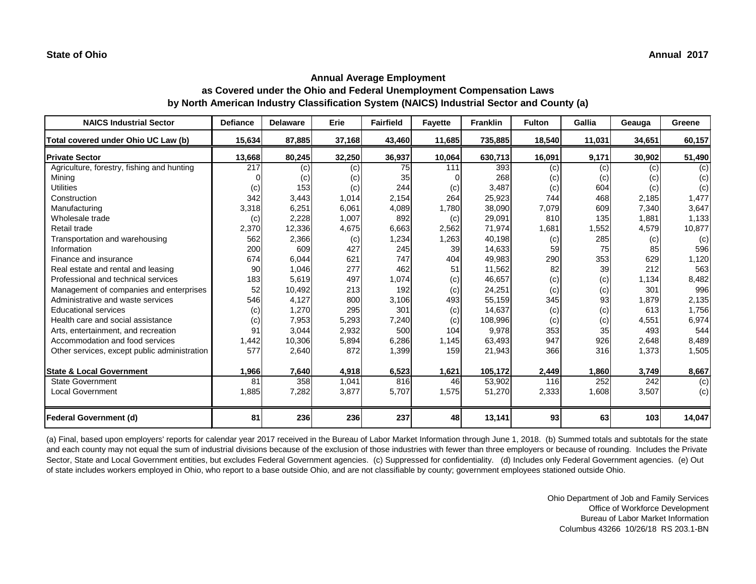**State of Ohio** **Annual 2017**

## Annual Average Employment
## as Covered under the Ohio and Federal Unemployment Compensation Laws
## by North American Industry Classification System (NAICS) Industrial Sector and County (a)

| NAICS Industrial Sector | Defiance | Delaware | Erie | Fairfield | Fayette | Franklin | Fulton | Gallia | Geauga | Greene |
|---|---|---|---|---|---|---|---|---|---|---|
| **Total covered under Ohio UC Law (b)** | **15,634** | **87,885** | **37,168** | **43,460** | **11,685** | **735,885** | **18,540** | **11,031** | **34,651** | **60,157** |
| **Private Sector** | **13,668** | **80,245** | **32,250** | **36,937** | **10,064** | **630,713** | **16,091** | **9,171** | **30,902** | **51,490** |
| Agriculture, forestry, fishing and hunting | 217 | (c) | (c) | 75 | 111 | 393 | (c) | (c) | (c) | (c) |
| Mining | 0 | (c) | (c) | 35 | 0 | 268 | (c) | (c) | (c) | (c) |
| Utilities | (c) | 153 | (c) | 244 | (c) | 3,487 | (c) | 604 | (c) | (c) |
| Construction | 342 | 3,443 | 1,014 | 2,154 | 264 | 25,923 | 744 | 468 | 2,185 | 1,477 |
| Manufacturing | 3,318 | 6,251 | 6,061 | 4,089 | 1,780 | 38,090 | 7,079 | 609 | 7,340 | 3,647 |
| Wholesale trade | (c) | 2,228 | 1,007 | 892 | (c) | 29,091 | 810 | 135 | 1,881 | 1,133 |
| Retail trade | 2,370 | 12,336 | 4,675 | 6,663 | 2,562 | 71,974 | 1,681 | 1,552 | 4,579 | 10,877 |
| Transportation and warehousing | 562 | 2,366 | (c) | 1,234 | 1,263 | 40,198 | (c) | 285 | (c) | (c) |
| Information | 200 | 609 | 427 | 245 | 39 | 14,633 | 59 | 75 | 85 | 596 |
| Finance and insurance | 674 | 6,044 | 621 | 747 | 404 | 49,983 | 290 | 353 | 629 | 1,120 |
| Real estate and rental and leasing | 90 | 1,046 | 277 | 462 | 51 | 11,562 | 82 | 39 | 212 | 563 |
| Professional and technical services | 183 | 5,619 | 497 | 1,074 | (c) | 46,657 | (c) | (c) | 1,134 | 8,482 |
| Management of companies and enterprises | 52 | 10,492 | 213 | 192 | (c) | 24,251 | (c) | (c) | 301 | 996 |
| Administrative and waste services | 546 | 4,127 | 800 | 3,106 | 493 | 55,159 | 345 | 93 | 1,879 | 2,135 |
| Educational services | (c) | 1,270 | 295 | 301 | (c) | 14,637 | (c) | (c) | 613 | 1,756 |
| Health care and social assistance | (c) | 7,953 | 5,293 | 7,240 | (c) | 108,996 | (c) | (c) | 4,551 | 6,974 |
| Arts, entertainment, and recreation | 91 | 3,044 | 2,932 | 500 | 104 | 9,978 | 353 | 35 | 493 | 544 |
| Accommodation and food services | 1,442 | 10,306 | 5,894 | 6,286 | 1,145 | 63,493 | 947 | 926 | 2,648 | 8,489 |
| Other services, except public administration | 577 | 2,640 | 872 | 1,399 | 159 | 21,943 | 366 | 316 | 1,373 | 1,505 |
| **State & Local Government** | **1,966** | **7,640** | **4,918** | **6,523** | **1,621** | **105,172** | **2,449** | **1,860** | **3,749** | **8,667** |
| State Government | 81 | 358 | 1,041 | 816 | 46 | 53,902 | 116 | 252 | 242 | (c) |
| Local Government | 1,885 | 7,282 | 3,877 | 5,707 | 1,575 | 51,270 | 2,333 | 1,608 | 3,507 | (c) |
| **Federal Government (d)** | **81** | **236** | **236** | **237** | **48** | **13,141** | **93** | **63** | **103** | **14,047** |

(a) Final, based upon employers' reports for calendar year 2017 received in the Bureau of Labor Market Information through June 1, 2018. (b) Summed totals and subtotals for the state and each county may not equal the sum of industrial divisions because of the exclusion of those industries with fewer than three employers or because of rounding. Includes the Private Sector, State and Local Government entities, but excludes Federal Government agencies. (c) Suppressed for confidentiality. (d) Includes only Federal Government agencies. (e) Out of state includes workers employed in Ohio, who report to a base outside Ohio, and are not classifiable by county; government employees stationed outside Ohio.

Ohio Department of Job and Family Services
Office of Workforce Development
Bureau of Labor Market Information
Columbus 43266 10/26/18 RS 203.1-BN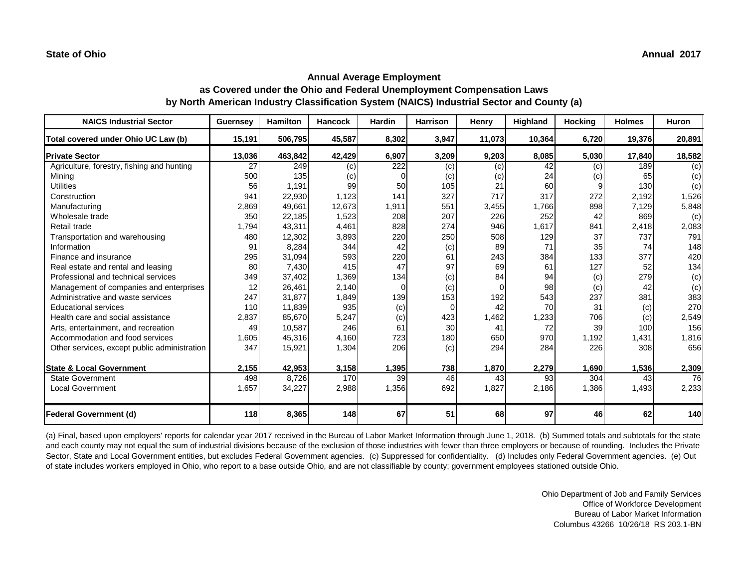**State of Ohio** **Annual 2017**

## Annual Average Employment
### as Covered under the Ohio and Federal Unemployment Compensation Laws
### by North American Industry Classification System (NAICS) Industrial Sector and County (a)

| NAICS Industrial Sector | Guernsey | Hamilton | Hancock | Hardin | Harrison | Henry | Highland | Hocking | Holmes | Huron |
|---|---|---|---|---|---|---|---|---|---|---|
| Total covered under Ohio UC Law (b) | 15,191 | 506,795 | 45,587 | 8,302 | 3,947 | 11,073 | 10,364 | 6,720 | 19,376 | 20,891 |
| **Private Sector** | **13,036** | **463,842** | **42,429** | **6,907** | **3,209** | **9,203** | **8,085** | **5,030** | **17,840** | **18,582** |
| Agriculture, forestry, fishing and hunting | 27 | 249 | (c) | 222 | (c) | (c) | 42 | (c) | 189 | (c) |
| Mining | 500 | 135 | (c) | 0 | (c) | (c) | 24 | (c) | 65 | (c) |
| Utilities | 56 | 1,191 | 99 | 50 | 105 | 21 | 60 | 9 | 130 | (c) |
| Construction | 941 | 22,930 | 1,123 | 141 | 327 | 717 | 317 | 272 | 2,192 | 1,526 |
| Manufacturing | 2,869 | 49,661 | 12,673 | 1,911 | 551 | 3,455 | 1,766 | 898 | 7,129 | 5,848 |
| Wholesale trade | 350 | 22,185 | 1,523 | 208 | 207 | 226 | 252 | 42 | 869 | (c) |
| Retail trade | 1,794 | 43,311 | 4,461 | 828 | 274 | 946 | 1,617 | 841 | 2,418 | 2,083 |
| Transportation and warehousing | 480 | 12,302 | 3,893 | 220 | 250 | 508 | 129 | 37 | 737 | 791 |
| Information | 91 | 8,284 | 344 | 42 | (c) | 89 | 71 | 35 | 74 | 148 |
| Finance and insurance | 295 | 31,094 | 593 | 220 | 61 | 243 | 384 | 133 | 377 | 420 |
| Real estate and rental and leasing | 80 | 7,430 | 415 | 47 | 97 | 69 | 61 | 127 | 52 | 134 |
| Professional and technical services | 349 | 37,402 | 1,369 | 134 | (c) | 84 | 94 | (c) | 279 | (c) |
| Management of companies and enterprises | 12 | 26,461 | 2,140 | 0 | (c) | 0 | 98 | (c) | 42 | (c) |
| Administrative and waste services | 247 | 31,877 | 1,849 | 139 | 153 | 192 | 543 | 237 | 381 | 383 |
| Educational services | 110 | 11,839 | 935 | (c) | 0 | 42 | 70 | 31 | (c) | 270 |
| Health care and social assistance | 2,837 | 85,670 | 5,247 | (c) | 423 | 1,462 | 1,233 | 706 | (c) | 2,549 |
| Arts, entertainment, and recreation | 49 | 10,587 | 246 | 61 | 30 | 41 | 72 | 39 | 100 | 156 |
| Accommodation and food services | 1,605 | 45,316 | 4,160 | 723 | 180 | 650 | 970 | 1,192 | 1,431 | 1,816 |
| Other services, except public administration | 347 | 15,921 | 1,304 | 206 | (c) | 294 | 284 | 226 | 308 | 656 |
| **State & Local Government** | **2,155** | **42,953** | **3,158** | **1,395** | **738** | **1,870** | **2,279** | **1,690** | **1,536** | **2,309** |
| State Government | 498 | 8,726 | 170 | 39 | 46 | 43 | 93 | 304 | 43 | 76 |
| Local Government | 1,657 | 34,227 | 2,988 | 1,356 | 692 | 1,827 | 2,186 | 1,386 | 1,493 | 2,233 |
| **Federal Government (d)** | **118** | **8,365** | **148** | **67** | **51** | **68** | **97** | **46** | **62** | **140** |

(a) Final, based upon employers' reports for calendar year 2017 received in the Bureau of Labor Market Information through June 1, 2018. (b) Summed totals and subtotals for the state and each county may not equal the sum of industrial divisions because of the exclusion of those industries with fewer than three employers or because of rounding. Includes the Private Sector, State and Local Government entities, but excludes Federal Government agencies. (c) Suppressed for confidentiality. (d) Includes only Federal Government agencies. (e) Out of state includes workers employed in Ohio, who report to a base outside Ohio, and are not classifiable by county; government employees stationed outside Ohio.

Ohio Department of Job and Family Services
Office of Workforce Development
Bureau of Labor Market Information
Columbus 43266 10/26/18 RS 203.1-BN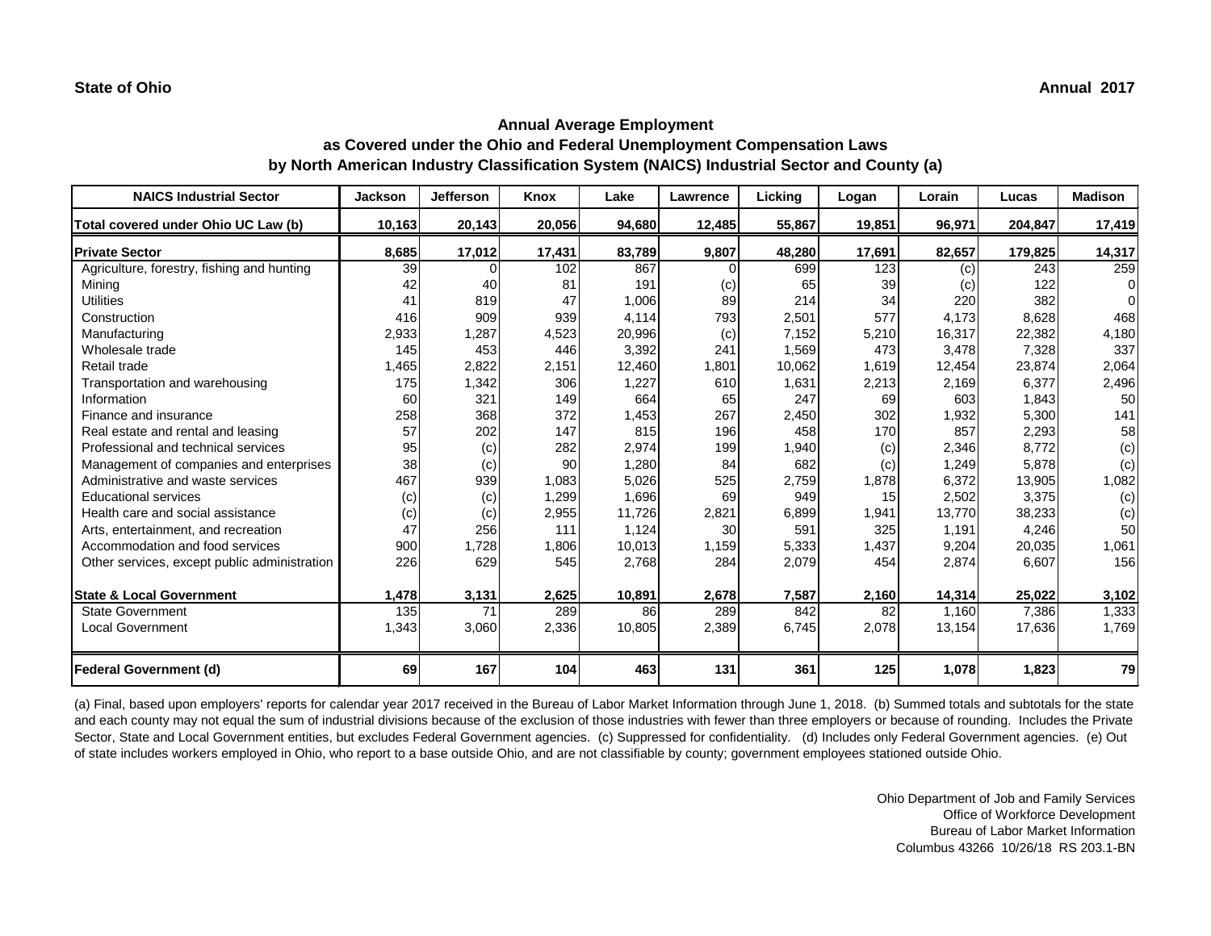**State of Ohio** **Annual 2017**

## Annual Average Employment
## as Covered under the Ohio and Federal Unemployment Compensation Laws
## by North American Industry Classification System (NAICS) Industrial Sector and County (a)

| NAICS Industrial Sector | Jackson | Jefferson | Knox | Lake | Lawrence | Licking | Logan | Lorain | Lucas | Madison |
|---|---|---|---|---|---|---|---|---|---|---|
| **Total covered under Ohio UC Law (b)** | **10,163** | **20,143** | **20,056** | **94,680** | **12,485** | **55,867** | **19,851** | **96,971** | **204,847** | **17,419** |
| **Private Sector** | **8,685** | **17,012** | **17,431** | **83,789** | **9,807** | **48,280** | **17,691** | **82,657** | **179,825** | **14,317** |
| Agriculture, forestry, fishing and hunting | 39 | 0 | 102 | 867 | 0 | 699 | 123 | (c) | 243 | 259 |
| Mining | 42 | 40 | 81 | 191 | (c) | 65 | 39 | (c) | 122 | 0 |
| Utilities | 41 | 819 | 47 | 1,006 | 89 | 214 | 34 | 220 | 382 | 0 |
| Construction | 416 | 909 | 939 | 4,114 | 793 | 2,501 | 577 | 4,173 | 8,628 | 468 |
| Manufacturing | 2,933 | 1,287 | 4,523 | 20,996 | (c) | 7,152 | 5,210 | 16,317 | 22,382 | 4,180 |
| Wholesale trade | 145 | 453 | 446 | 3,392 | 241 | 1,569 | 473 | 3,478 | 7,328 | 337 |
| Retail trade | 1,465 | 2,822 | 2,151 | 12,460 | 1,801 | 10,062 | 1,619 | 12,454 | 23,874 | 2,064 |
| Transportation and warehousing | 175 | 1,342 | 306 | 1,227 | 610 | 1,631 | 2,213 | 2,169 | 6,377 | 2,496 |
| Information | 60 | 321 | 149 | 664 | 65 | 247 | 69 | 603 | 1,843 | 50 |
| Finance and insurance | 258 | 368 | 372 | 1,453 | 267 | 2,450 | 302 | 1,932 | 5,300 | 141 |
| Real estate and rental and leasing | 57 | 202 | 147 | 815 | 196 | 458 | 170 | 857 | 2,293 | 58 |
| Professional and technical services | 95 | (c) | 282 | 2,974 | 199 | 1,940 | (c) | 2,346 | 8,772 | (c) |
| Management of companies and enterprises | 38 | (c) | 90 | 1,280 | 84 | 682 | (c) | 1,249 | 5,878 | (c) |
| Administrative and waste services | 467 | 939 | 1,083 | 5,026 | 525 | 2,759 | 1,878 | 6,372 | 13,905 | 1,082 |
| Educational services | (c) | (c) | 1,299 | 1,696 | 69 | 949 | 15 | 2,502 | 3,375 | (c) |
| Health care and social assistance | (c) | (c) | 2,955 | 11,726 | 2,821 | 6,899 | 1,941 | 13,770 | 38,233 | (c) |
| Arts, entertainment, and recreation | 47 | 256 | 111 | 1,124 | 30 | 591 | 325 | 1,191 | 4,246 | 50 |
| Accommodation and food services | 900 | 1,728 | 1,806 | 10,013 | 1,159 | 5,333 | 1,437 | 9,204 | 20,035 | 1,061 |
| Other services, except public administration | 226 | 629 | 545 | 2,768 | 284 | 2,079 | 454 | 2,874 | 6,607 | 156 |
| **State & Local Government** | **1,478** | **3,131** | **2,625** | **10,891** | **2,678** | **7,587** | **2,160** | **14,314** | **25,022** | **3,102** |
| State Government | 135 | 71 | 289 | 86 | 289 | 842 | 82 | 1,160 | 7,386 | 1,333 |
| Local Government | 1,343 | 3,060 | 2,336 | 10,805 | 2,389 | 6,745 | 2,078 | 13,154 | 17,636 | 1,769 |
| **Federal Government (d)** | **69** | **167** | **104** | **463** | **131** | **361** | **125** | **1,078** | **1,823** | **79** |

(a) Final, based upon employers' reports for calendar year 2017 received in the Bureau of Labor Market Information through June 1, 2018. (b) Summed totals and subtotals for the state and each county may not equal the sum of industrial divisions because of the exclusion of those industries with fewer than three employers or because of rounding. Includes the Private Sector, State and Local Government entities, but excludes Federal Government agencies. (c) Suppressed for confidentiality. (d) Includes only Federal Government agencies. (e) Out of state includes workers employed in Ohio, who report to a base outside Ohio, and are not classifiable by county; government employees stationed outside Ohio.

Ohio Department of Job and Family Services
Office of Workforce Development
Bureau of Labor Market Information
Columbus 43266 10/26/18 RS 203.1-BN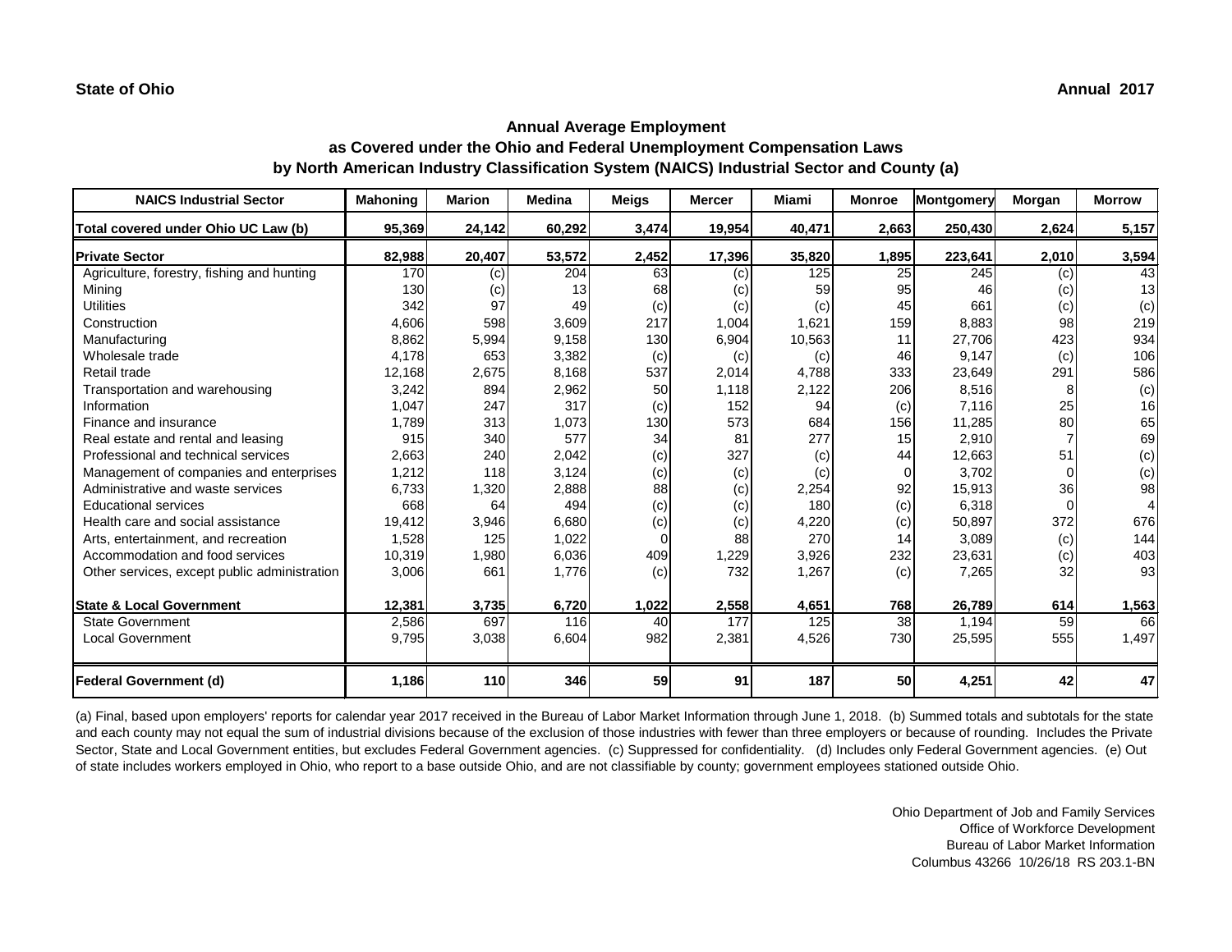**State of Ohio** **Annual 2017**

## Annual Average Employment
## as Covered under the Ohio and Federal Unemployment Compensation Laws
## by North American Industry Classification System (NAICS) Industrial Sector and County (a)

| NAICS Industrial Sector | Mahoning | Marion | Medina | Meigs | Mercer | Miami | Monroe | Montgomery | Morgan | Morrow |
|---|---|---|---|---|---|---|---|---|---|---|
| **Total covered under Ohio UC Law (b)** | **95,369** | **24,142** | **60,292** | **3,474** | **19,954** | **40,471** | **2,663** | **250,430** | **2,624** | **5,157** |
| **Private Sector** | **82,988** | **20,407** | **53,572** | **2,452** | **17,396** | **35,820** | **1,895** | **223,641** | **2,010** | **3,594** |
| Agriculture, forestry, fishing and hunting | 170 | (c) | 204 | 63 | (c) | 125 | 25 | 245 | (c) | 43 |
| Mining | 130 | (c) | 13 | 68 | (c) | 59 | 95 | 46 | (c) | 13 |
| Utilities | 342 | 97 | 49 | (c) | (c) | (c) | 45 | 661 | (c) | (c) |
| Construction | 4,606 | 598 | 3,609 | 217 | 1,004 | 1,621 | 159 | 8,883 | 98 | 219 |
| Manufacturing | 8,862 | 5,994 | 9,158 | 130 | 6,904 | 10,563 | 11 | 27,706 | 423 | 934 |
| Wholesale trade | 4,178 | 653 | 3,382 | (c) | (c) | (c) | 46 | 9,147 | (c) | 106 |
| Retail trade | 12,168 | 2,675 | 8,168 | 537 | 2,014 | 4,788 | 333 | 23,649 | 291 | 586 |
| Transportation and warehousing | 3,242 | 894 | 2,962 | 50 | 1,118 | 2,122 | 206 | 8,516 | 8 | (c) |
| Information | 1,047 | 247 | 317 | (c) | 152 | 94 | (c) | 7,116 | 25 | 16 |
| Finance and insurance | 1,789 | 313 | 1,073 | 130 | 573 | 684 | 156 | 11,285 | 80 | 65 |
| Real estate and rental and leasing | 915 | 340 | 577 | 34 | 81 | 277 | 15 | 2,910 | 7 | 69 |
| Professional and technical services | 2,663 | 240 | 2,042 | (c) | 327 | (c) | 44 | 12,663 | 51 | (c) |
| Management of companies and enterprises | 1,212 | 118 | 3,124 | (c) | (c) | (c) | 0 | 3,702 | 0 | (c) |
| Administrative and waste services | 6,733 | 1,320 | 2,888 | 88 | (c) | 2,254 | 92 | 15,913 | 36 | 98 |
| Educational services | 668 | 64 | 494 | (c) | (c) | 180 | (c) | 6,318 | 0 | 4 |
| Health care and social assistance | 19,412 | 3,946 | 6,680 | (c) | (c) | 4,220 | (c) | 50,897 | 372 | 676 |
| Arts, entertainment, and recreation | 1,528 | 125 | 1,022 | 0 | 88 | 270 | 14 | 3,089 | (c) | 144 |
| Accommodation and food services | 10,319 | 1,980 | 6,036 | 409 | 1,229 | 3,926 | 232 | 23,631 | (c) | 403 |
| Other services, except public administration | 3,006 | 661 | 1,776 | (c) | 732 | 1,267 | (c) | 7,265 | 32 | 93 |
| **State & Local Government** | **12,381** | **3,735** | **6,720** | **1,022** | **2,558** | **4,651** | **768** | **26,789** | **614** | **1,563** |
| State Government | 2,586 | 697 | 116 | 40 | 177 | 125 | 38 | 1,194 | 59 | 66 |
| Local Government | 9,795 | 3,038 | 6,604 | 982 | 2,381 | 4,526 | 730 | 25,595 | 555 | 1,497 |
| **Federal Government (d)** | **1,186** | **110** | **346** | **59** | **91** | **187** | **50** | **4,251** | **42** | **47** |

(a) Final, based upon employers' reports for calendar year 2017 received in the Bureau of Labor Market Information through June 1, 2018. (b) Summed totals and subtotals for the state and each county may not equal the sum of industrial divisions because of the exclusion of those industries with fewer than three employers or because of rounding. Includes the Private Sector, State and Local Government entities, but excludes Federal Government agencies. (c) Suppressed for confidentiality. (d) Includes only Federal Government agencies. (e) Out of state includes workers employed in Ohio, who report to a base outside Ohio, and are not classifiable by county; government employees stationed outside Ohio.

Ohio Department of Job and Family Services
Office of Workforce Development
Bureau of Labor Market Information
Columbus 43266 10/26/18 RS 203.1-BN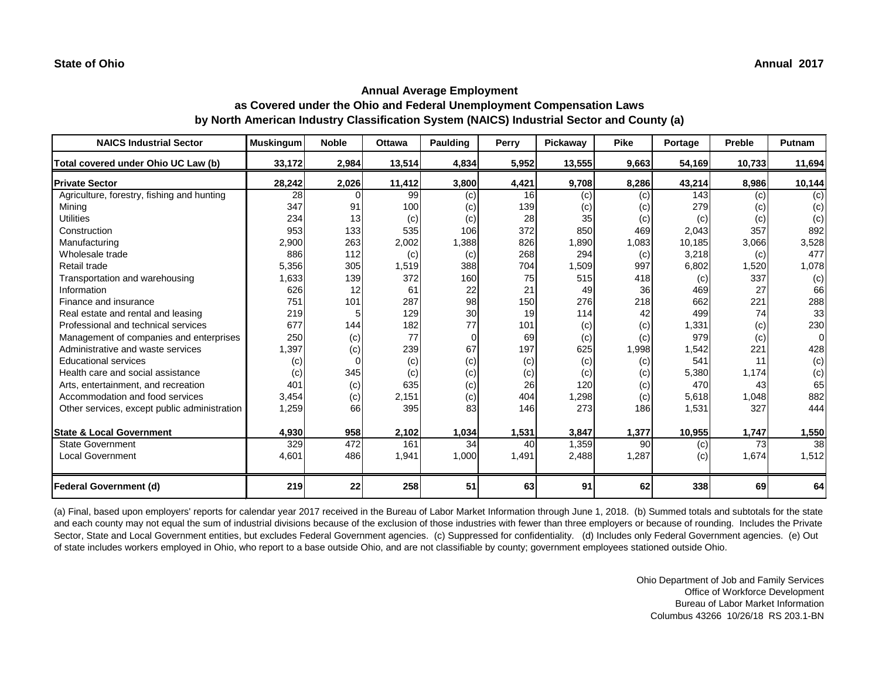**State of Ohio** **Annual 2017**

## Annual Average Employment
### as Covered under the Ohio and Federal Unemployment Compensation Laws
### by North American Industry Classification System (NAICS) Industrial Sector and County (a)

| NAICS Industrial Sector | Muskingum | Noble | Ottawa | Paulding | Perry | Pickaway | Pike | Portage | Preble | Putnam |
|---|---|---|---|---|---|---|---|---|---|---|
| **Total covered under Ohio UC Law (b)** | **33,172** | **2,984** | **13,514** | **4,834** | **5,952** | **13,555** | **9,663** | **54,169** | **10,733** | **11,694** |
| **Private Sector** | **28,242** | **2,026** | **11,412** | **3,800** | **4,421** | **9,708** | **8,286** | **43,214** | **8,986** | **10,144** |
| Agriculture, forestry, fishing and hunting | 28 | 0 | 99 | (c) | 16 | (c) | (c) | 143 | (c) | (c) |
| Mining | 347 | 91 | 100 | (c) | 139 | (c) | (c) | 279 | (c) | (c) |
| Utilities | 234 | 13 | (c) | (c) | 28 | 35 | (c) | (c) | (c) | (c) |
| Construction | 953 | 133 | 535 | 106 | 372 | 850 | 469 | 2,043 | 357 | 892 |
| Manufacturing | 2,900 | 263 | 2,002 | 1,388 | 826 | 1,890 | 1,083 | 10,185 | 3,066 | 3,528 |
| Wholesale trade | 886 | 112 | (c) | (c) | 268 | 294 | (c) | 3,218 | (c) | 477 |
| Retail trade | 5,356 | 305 | 1,519 | 388 | 704 | 1,509 | 997 | 6,802 | 1,520 | 1,078 |
| Transportation and warehousing | 1,633 | 139 | 372 | 160 | 75 | 515 | 418 | (c) | 337 | (c) |
| Information | 626 | 12 | 61 | 22 | 21 | 49 | 36 | 469 | 27 | 66 |
| Finance and insurance | 751 | 101 | 287 | 98 | 150 | 276 | 218 | 662 | 221 | 288 |
| Real estate and rental and leasing | 219 | 5 | 129 | 30 | 19 | 114 | 42 | 499 | 74 | 33 |
| Professional and technical services | 677 | 144 | 182 | 77 | 101 | (c) | (c) | 1,331 | (c) | 230 |
| Management of companies and enterprises | 250 | (c) | 77 | 0 | 69 | (c) | (c) | 979 | (c) | 0 |
| Administrative and waste services | 1,397 | (c) | 239 | 67 | 197 | 625 | 1,998 | 1,542 | 221 | 428 |
| Educational services | (c) | 0 | (c) | (c) | (c) | (c) | (c) | 541 | 11 | (c) |
| Health care and social assistance | (c) | 345 | (c) | (c) | (c) | (c) | (c) | 5,380 | 1,174 | (c) |
| Arts, entertainment, and recreation | 401 | (c) | 635 | (c) | 26 | 120 | (c) | 470 | 43 | 65 |
| Accommodation and food services | 3,454 | (c) | 2,151 | (c) | 404 | 1,298 | (c) | 5,618 | 1,048 | 882 |
| Other services, except public administration | 1,259 | 66 | 395 | 83 | 146 | 273 | 186 | 1,531 | 327 | 444 |
| **State & Local Government** | **4,930** | **958** | **2,102** | **1,034** | **1,531** | **3,847** | **1,377** | **10,955** | **1,747** | **1,550** |
| State Government | 329 | 472 | 161 | 34 | 40 | 1,359 | 90 | (c) | 73 | 38 |
| Local Government | 4,601 | 486 | 1,941 | 1,000 | 1,491 | 2,488 | 1,287 | (c) | 1,674 | 1,512 |
| **Federal Government (d)** | **219** | **22** | **258** | **51** | **63** | **91** | **62** | **338** | **69** | **64** |

(a) Final, based upon employers' reports for calendar year 2017 received in the Bureau of Labor Market Information through June 1, 2018. (b) Summed totals and subtotals for the state and each county may not equal the sum of industrial divisions because of the exclusion of those industries with fewer than three employers or because of rounding. Includes the Private Sector, State and Local Government entities, but excludes Federal Government agencies. (c) Suppressed for confidentiality. (d) Includes only Federal Government agencies. (e) Out of state includes workers employed in Ohio, who report to a base outside Ohio, and are not classifiable by county; government employees stationed outside Ohio.

Ohio Department of Job and Family Services
Office of Workforce Development
Bureau of Labor Market Information
Columbus 43266 10/26/18 RS 203.1-BN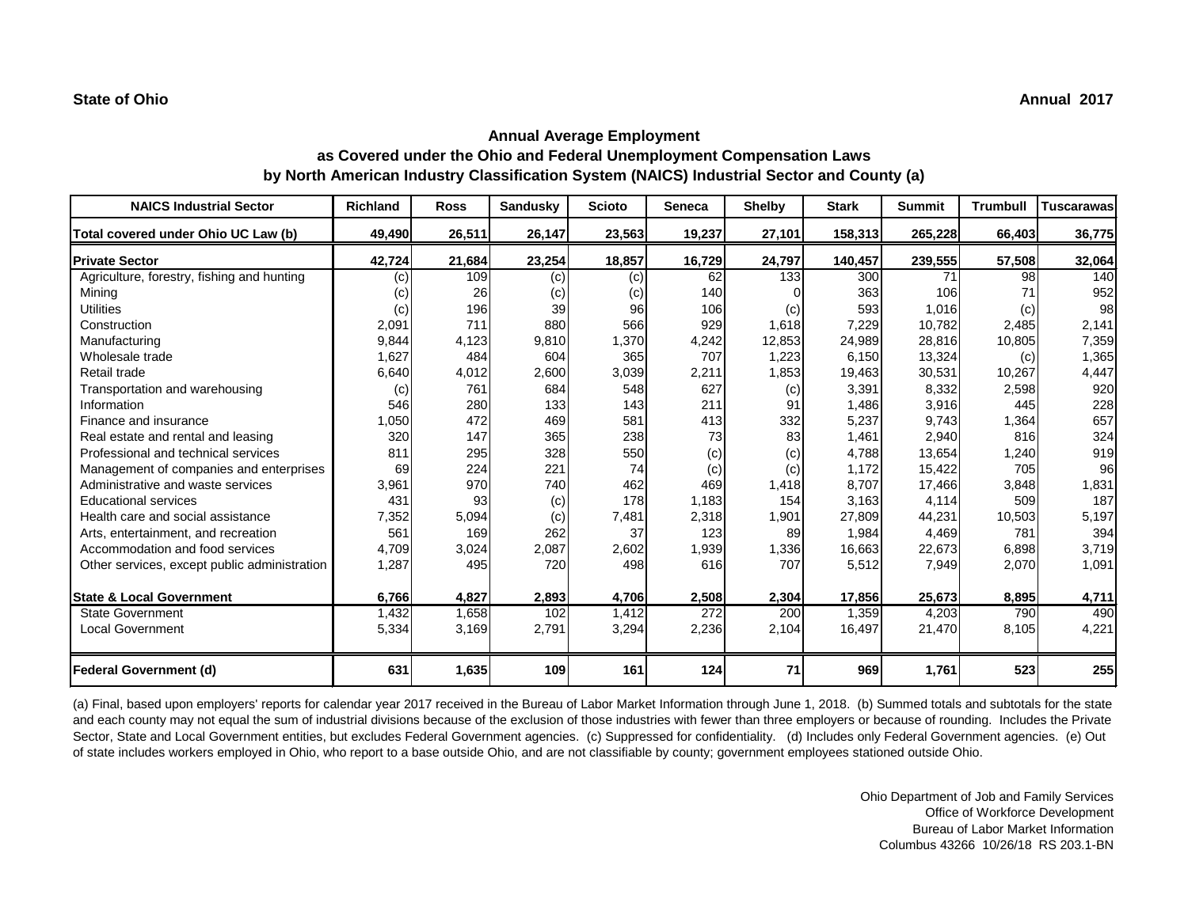**State of Ohio** **Annual 2017**

## Annual Average Employment
## as Covered under the Ohio and Federal Unemployment Compensation Laws
## by North American Industry Classification System (NAICS) Industrial Sector and County (a)

| NAICS Industrial Sector | Richland | Ross | Sandusky | Scioto | Seneca | Shelby | Stark | Summit | Trumbull | Tuscarawas |
|---|---|---|---|---|---|---|---|---|---|---|
| **Total covered under Ohio UC Law (b)** | **49,490** | **26,511** | **26,147** | **23,563** | **19,237** | **27,101** | **158,313** | **265,228** | **66,403** | **36,775** |
| **Private Sector** | **42,724** | **21,684** | **23,254** | **18,857** | **16,729** | **24,797** | **140,457** | **239,555** | **57,508** | **32,064** |
| Agriculture, forestry, fishing and hunting | (c) | 109 | (c) | (c) | 62 | 133 | 300 | 71 | 98 | 140 |
| Mining | (c) | 26 | (c) | (c) | 140 | 0 | 363 | 106 | 71 | 952 |
| Utilities | (c) | 196 | 39 | 96 | 106 | (c) | 593 | 1,016 | (c) | 98 |
| Construction | 2,091 | 711 | 880 | 566 | 929 | 1,618 | 7,229 | 10,782 | 2,485 | 2,141 |
| Manufacturing | 9,844 | 4,123 | 9,810 | 1,370 | 4,242 | 12,853 | 24,989 | 28,816 | 10,805 | 7,359 |
| Wholesale trade | 1,627 | 484 | 604 | 365 | 707 | 1,223 | 6,150 | 13,324 | (c) | 1,365 |
| Retail trade | 6,640 | 4,012 | 2,600 | 3,039 | 2,211 | 1,853 | 19,463 | 30,531 | 10,267 | 4,447 |
| Transportation and warehousing | (c) | 761 | 684 | 548 | 627 | (c) | 3,391 | 8,332 | 2,598 | 920 |
| Information | 546 | 280 | 133 | 143 | 211 | 91 | 1,486 | 3,916 | 445 | 228 |
| Finance and insurance | 1,050 | 472 | 469 | 581 | 413 | 332 | 5,237 | 9,743 | 1,364 | 657 |
| Real estate and rental and leasing | 320 | 147 | 365 | 238 | 73 | 83 | 1,461 | 2,940 | 816 | 324 |
| Professional and technical services | 811 | 295 | 328 | 550 | (c) | (c) | 4,788 | 13,654 | 1,240 | 919 |
| Management of companies and enterprises | 69 | 224 | 221 | 74 | (c) | (c) | 1,172 | 15,422 | 705 | 96 |
| Administrative and waste services | 3,961 | 970 | 740 | 462 | 469 | 1,418 | 8,707 | 17,466 | 3,848 | 1,831 |
| Educational services | 431 | 93 | (c) | 178 | 1,183 | 154 | 3,163 | 4,114 | 509 | 187 |
| Health care and social assistance | 7,352 | 5,094 | (c) | 7,481 | 2,318 | 1,901 | 27,809 | 44,231 | 10,503 | 5,197 |
| Arts, entertainment, and recreation | 561 | 169 | 262 | 37 | 123 | 89 | 1,984 | 4,469 | 781 | 394 |
| Accommodation and food services | 4,709 | 3,024 | 2,087 | 2,602 | 1,939 | 1,336 | 16,663 | 22,673 | 6,898 | 3,719 |
| Other services, except public administration | 1,287 | 495 | 720 | 498 | 616 | 707 | 5,512 | 7,949 | 2,070 | 1,091 |
| **State & Local Government** | **6,766** | **4,827** | **2,893** | **4,706** | **2,508** | **2,304** | **17,856** | **25,673** | **8,895** | **4,711** |
| State Government | 1,432 | 1,658 | 102 | 1,412 | 272 | 200 | 1,359 | 4,203 | 790 | 490 |
| Local Government | 5,334 | 3,169 | 2,791 | 3,294 | 2,236 | 2,104 | 16,497 | 21,470 | 8,105 | 4,221 |
| **Federal Government (d)** | **631** | **1,635** | **109** | **161** | **124** | **71** | **969** | **1,761** | **523** | **255** |

(a) Final, based upon employers' reports for calendar year 2017 received in the Bureau of Labor Market Information through June 1, 2018. (b) Summed totals and subtotals for the state and each county may not equal the sum of industrial divisions because of the exclusion of those industries with fewer than three employers or because of rounding. Includes the Private Sector, State and Local Government entities, but excludes Federal Government agencies. (c) Suppressed for confidentiality. (d) Includes only Federal Government agencies. (e) Out of state includes workers employed in Ohio, who report to a base outside Ohio, and are not classifiable by county; government employees stationed outside Ohio.

Ohio Department of Job and Family Services
Office of Workforce Development
Bureau of Labor Market Information
Columbus 43266 10/26/18 RS 203.1-BN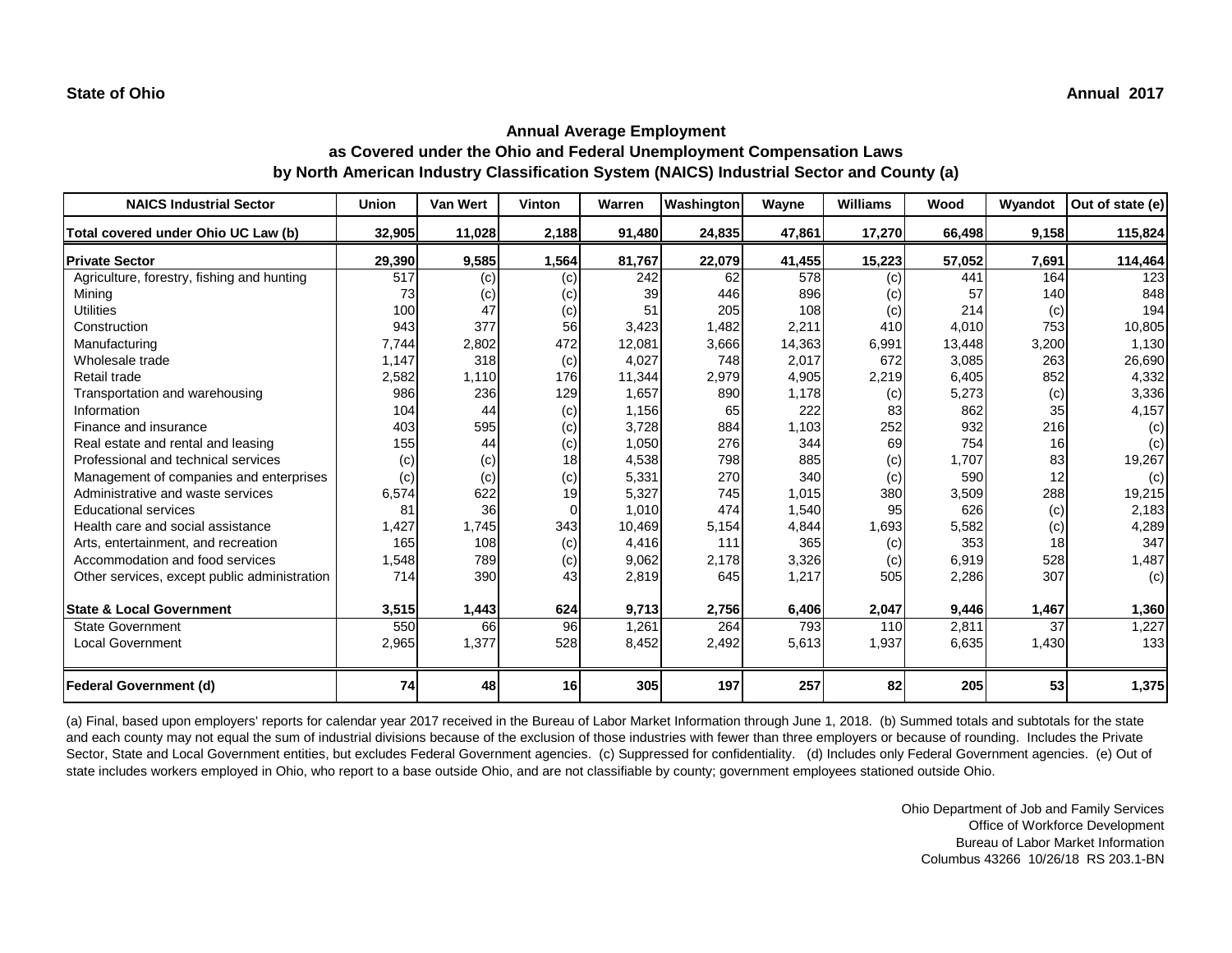**State of Ohio** **Annual 2017**

## Annual Average Employment
### as Covered under the Ohio and Federal Unemployment Compensation Laws
### by North American Industry Classification System (NAICS) Industrial Sector and County (a)

| NAICS Industrial Sector | Union | Van Wert | Vinton | Warren | Washington | Wayne | Williams | Wood | Wyandot | Out of state (e) |
|---|---|---|---|---|---|---|---|---|---|---|
| **Total covered under Ohio UC Law (b)** | **32,905** | **11,028** | **2,188** | **91,480** | **24,835** | **47,861** | **17,270** | **66,498** | **9,158** | **115,824** |
| **Private Sector** | **29,390** | **9,585** | **1,564** | **81,767** | **22,079** | **41,455** | **15,223** | **57,052** | **7,691** | **114,464** |
| Agriculture, forestry, fishing and hunting | 517 | (c) | (c) | 242 | 62 | 578 | (c) | 441 | 164 | 123 |
| Mining | 73 | (c) | (c) | 39 | 446 | 896 | (c) | 57 | 140 | 848 |
| Utilities | 100 | 47 | (c) | 51 | 205 | 108 | (c) | 214 | (c) | 194 |
| Construction | 943 | 377 | 56 | 3,423 | 1,482 | 2,211 | 410 | 4,010 | 753 | 10,805 |
| Manufacturing | 7,744 | 2,802 | 472 | 12,081 | 3,666 | 14,363 | 6,991 | 13,448 | 3,200 | 1,130 |
| Wholesale trade | 1,147 | 318 | (c) | 4,027 | 748 | 2,017 | 672 | 3,085 | 263 | 26,690 |
| Retail trade | 2,582 | 1,110 | 176 | 11,344 | 2,979 | 4,905 | 2,219 | 6,405 | 852 | 4,332 |
| Transportation and warehousing | 986 | 236 | 129 | 1,657 | 890 | 1,178 | (c) | 5,273 | (c) | 3,336 |
| Information | 104 | 44 | (c) | 1,156 | 65 | 222 | 83 | 862 | 35 | 4,157 |
| Finance and insurance | 403 | 595 | (c) | 3,728 | 884 | 1,103 | 252 | 932 | 216 | (c) |
| Real estate and rental and leasing | 155 | 44 | (c) | 1,050 | 276 | 344 | 69 | 754 | 16 | (c) |
| Professional and technical services | (c) | (c) | 18 | 4,538 | 798 | 885 | (c) | 1,707 | 83 | 19,267 |
| Management of companies and enterprises | (c) | (c) | (c) | 5,331 | 270 | 340 | (c) | 590 | 12 | (c) |
| Administrative and waste services | 6,574 | 622 | 19 | 5,327 | 745 | 1,015 | 380 | 3,509 | 288 | 19,215 |
| Educational services | 81 | 36 | 0 | 1,010 | 474 | 1,540 | 95 | 626 | (c) | 2,183 |
| Health care and social assistance | 1,427 | 1,745 | 343 | 10,469 | 5,154 | 4,844 | 1,693 | 5,582 | (c) | 4,289 |
| Arts, entertainment, and recreation | 165 | 108 | (c) | 4,416 | 111 | 365 | (c) | 353 | 18 | 347 |
| Accommodation and food services | 1,548 | 789 | (c) | 9,062 | 2,178 | 3,326 | (c) | 6,919 | 528 | 1,487 |
| Other services, except public administration | 714 | 390 | 43 | 2,819 | 645 | 1,217 | 505 | 2,286 | 307 | (c) |
| **State & Local Government** | **3,515** | **1,443** | **624** | **9,713** | **2,756** | **6,406** | **2,047** | **9,446** | **1,467** | **1,360** |
| State Government | 550 | 66 | 96 | 1,261 | 264 | 793 | 110 | 2,811 | 37 | 1,227 |
| Local Government | 2,965 | 1,377 | 528 | 8,452 | 2,492 | 5,613 | 1,937 | 6,635 | 1,430 | 133 |
| **Federal Government (d)** | **74** | **48** | **16** | **305** | **197** | **257** | **82** | **205** | **53** | **1,375** |

(a) Final, based upon employers' reports for calendar year 2017 received in the Bureau of Labor Market Information through June 1, 2018. (b) Summed totals and subtotals for the state and each county may not equal the sum of industrial divisions because of the exclusion of those industries with fewer than three employers or because of rounding. Includes the Private Sector, State and Local Government entities, but excludes Federal Government agencies. (c) Suppressed for confidentiality. (d) Includes only Federal Government agencies. (e) Out of state includes workers employed in Ohio, who report to a base outside Ohio, and are not classifiable by county; government employees stationed outside Ohio.

Ohio Department of Job and Family Services
Office of Workforce Development
Bureau of Labor Market Information
Columbus 43266 10/26/18 RS 203.1-BN